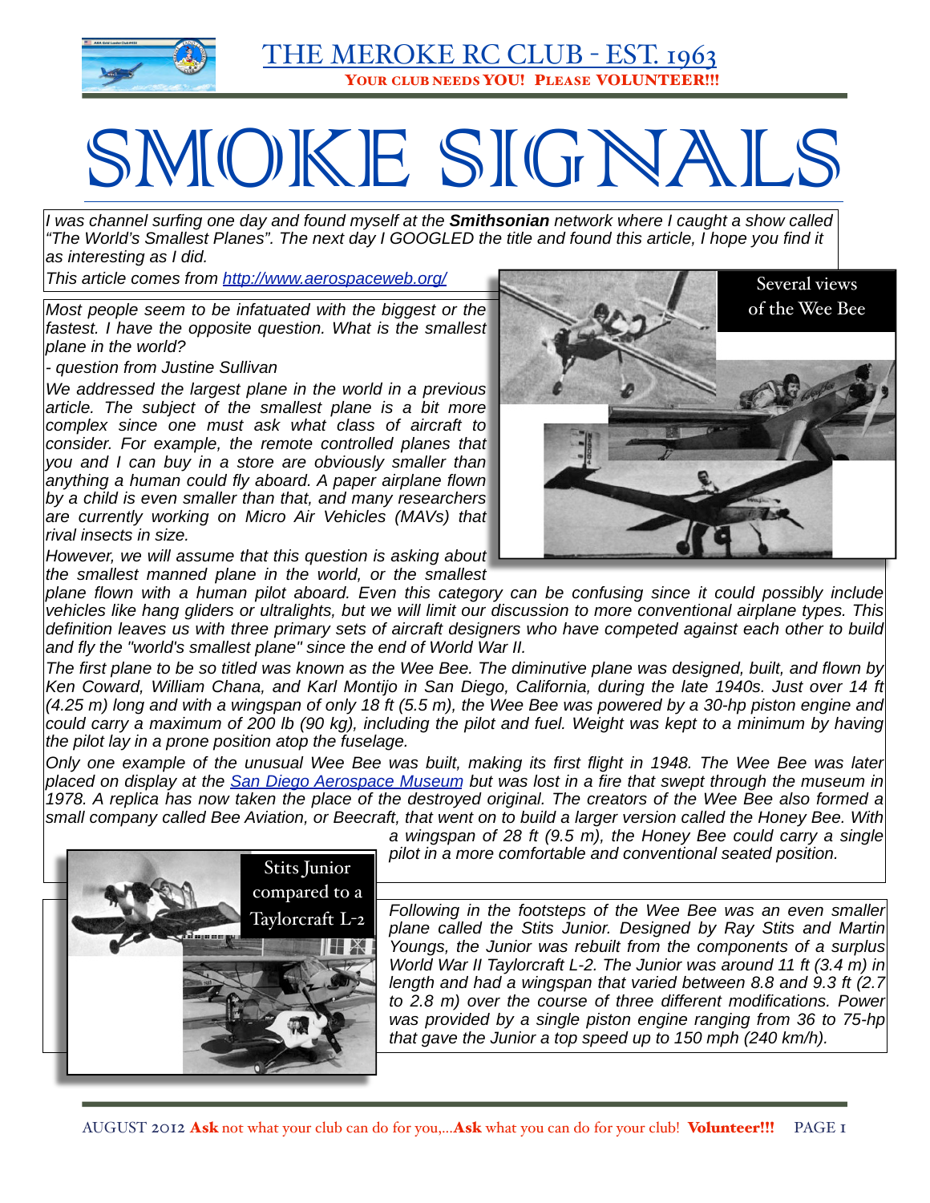# THE MEROKE RC CLUB - EST. 1963

**YOUR CLUB NEEDS YOU! PLEASE VOLUNTEER!!!**

# SMOKE SIGNALS

*I was channel surfing one day and found myself at the **Smithsonian** network where I caught a show called "The World's Smallest Planes". The next day I GOOGLED the title and found this article, I hope you find it as interesting as I did.*

*This article comes from http://www.aerospaceweb.org/*

*Most people seem to be infatuated with the biggest or the fastest. I have the opposite question. What is the smallest plane in the world?*

*- question from Justine Sullivan*

*We addressed the largest plane in the world in a previous article. The subject of the smallest plane is a bit more complex since one must ask what class of aircraft to consider. For example, the remote controlled planes that you and I can buy in a store are obviously smaller than anything a human could fly aboard. A paper airplane flown by a child is even smaller than that, and many researchers are currently working on Micro Air Vehicles (MAVs) that rival insects in size.*

Several views of the Wee Bee

*However, we will assume that this question is asking about the smallest manned plane in the world, or the smallest plane flown with a human pilot aboard. Even this category can be confusing since it could possibly include vehicles like hang gliders or ultralights, but we will limit our discussion to more conventional airplane types. This definition leaves us with three primary sets of aircraft designers who have competed against each other to build and fly the "world's smallest plane" since the end of World War II.*

*The first plane to be so titled was known as the Wee Bee. The diminutive plane was designed, built, and flown by Ken Coward, William Chana, and Karl Montijo in San Diego, California, during the late 1940s. Just over 14 ft (4.25 m) long and with a wingspan of only 18 ft (5.5 m), the Wee Bee was powered by a 30-hp piston engine and could carry a maximum of 200 lb (90 kg), including the pilot and fuel. Weight was kept to a minimum by having the pilot lay in a prone position atop the fuselage.*

*Only one example of the unusual Wee Bee was built, making its first flight in 1948. The Wee Bee was later placed on display at the San Diego Aerospace Museum but was lost in a fire that swept through the museum in 1978. A replica has now taken the place of the destroyed original. The creators of the Wee Bee also formed a small company called Bee Aviation, or Beecraft, that went on to build a larger version called the Honey Bee. With a wingspan of 28 ft (9.5 m), the Honey Bee could carry a single pilot in a more comfortable and conventional seated position.*

Stits Junior compared to a Taylorcraft L-2

*Following in the footsteps of the Wee Bee was an even smaller plane called the Stits Junior. Designed by Ray Stits and Martin Youngs, the Junior was rebuilt from the components of a surplus World War II Taylorcraft L-2. The Junior was around 11 ft (3.4 m) in length and had a wingspan that varied between 8.8 and 9.3 ft (2.7 to 2.8 m) over the course of three different modifications. Power was provided by a single piston engine ranging from 36 to 75-hp that gave the Junior a top speed up to 150 mph (240 km/h).*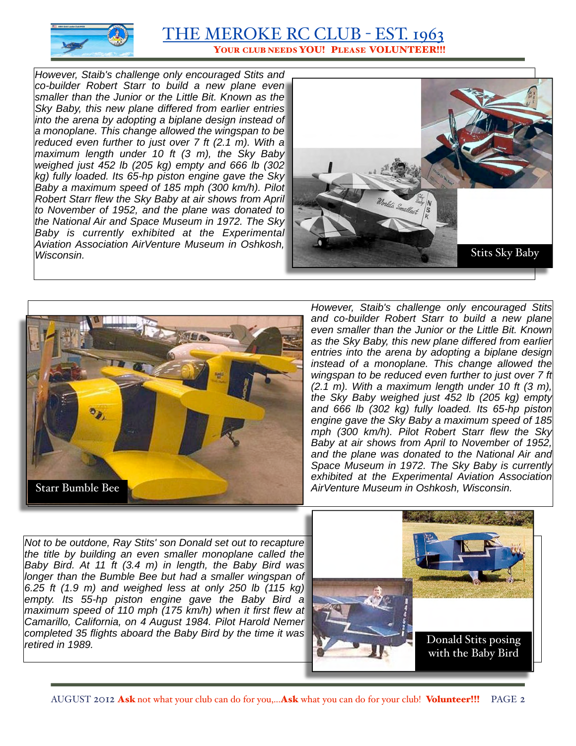*However, Staib's challenge only encouraged Stits and co-builder Robert Starr to build a new plane even smaller than the Junior or the Little Bit. Known as the Sky Baby, this new plane differed from earlier entries into the arena by adopting a biplane design instead of a monoplane. This change allowed the wingspan to be reduced even further to just over 7 ft (2.1 m). With a maximum length under 10 ft (3 m), the Sky Baby weighed just 452 lb (205 kg) empty and 666 lb (302 kg) fully loaded. Its 65-hp piston engine gave the Sky Baby a maximum speed of 185 mph (300 km/h). Pilot Robert Starr flew the Sky Baby at air shows from April to November of 1952, and the plane was donated to the National Air and Space Museum in 1972. The Sky Baby is currently exhibited at the Experimental Aviation Association AirVenture Museum in Oshkosh, Wisconsin.*

Stits Sky Baby

Starr Bumble Bee

*However, Staib's challenge only encouraged Stits and co-builder Robert Starr to build a new plane even smaller than the Junior or the Little Bit. Known as the Sky Baby, this new plane differed from earlier entries into the arena by adopting a biplane design instead of a monoplane. This change allowed the wingspan to be reduced even further to just over 7 ft (2.1 m). With a maximum length under 10 ft (3 m), the Sky Baby weighed just 452 lb (205 kg) empty and 666 lb (302 kg) fully loaded. Its 65-hp piston engine gave the Sky Baby a maximum speed of 185 mph (300 km/h). Pilot Robert Starr flew the Sky Baby at air shows from April to November of 1952, and the plane was donated to the National Air and Space Museum in 1972. The Sky Baby is currently exhibited at the Experimental Aviation Association AirVenture Museum in Oshkosh, Wisconsin.*

*Not to be outdone, Ray Stits' son Donald set out to recapture the title by building an even smaller monoplane called the Baby Bird. At 11 ft (3.4 m) in length, the Baby Bird was longer than the Bumble Bee but had a smaller wingspan of 6.25 ft (1.9 m) and weighed less at only 250 lb (115 kg) empty. Its 55-hp piston engine gave the Baby Bird a maximum speed of 110 mph (175 km/h) when it first flew at Camarillo, California, on 4 August 1984. Pilot Harold Nemer completed 35 flights aboard the Baby Bird by the time it was retired in 1989.*

Donald Stits posing with the Baby Bird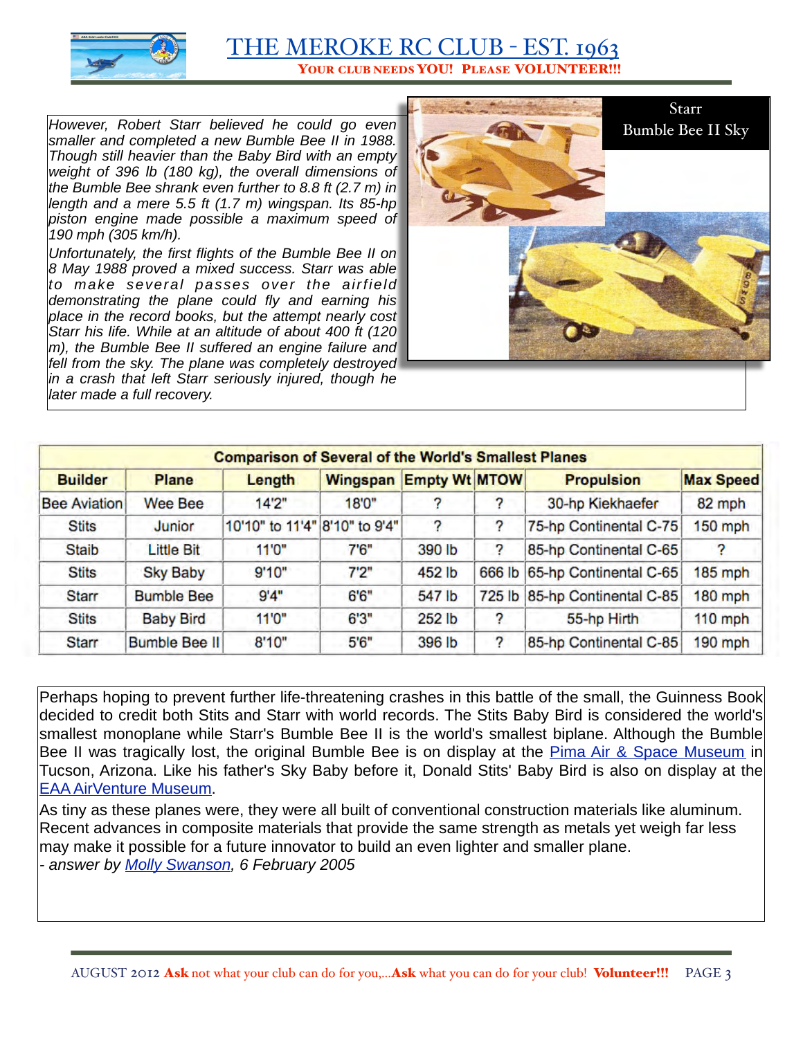*However, Robert Starr believed he could go even smaller and completed a new Bumble Bee II in 1988. Though still heavier than the Baby Bird with an empty weight of 396 lb (180 kg), the overall dimensions of the Bumble Bee shrank even further to 8.8 ft (2.7 m) in length and a mere 5.5 ft (1.7 m) wingspan. Its 85-hp piston engine made possible a maximum speed of 190 mph (305 km/h).*

*Unfortunately, the first flights of the Bumble Bee II on 8 May 1988 proved a mixed success. Starr was able to make several passes over the airfield demonstrating the plane could fly and earning his place in the record books, but the attempt nearly cost Starr his life. While at an altitude of about 400 ft (120 m), the Bumble Bee II suffered an engine failure and fell from the sky. The plane was completely destroyed in a crash that left Starr seriously injured, though he later made a full recovery.*

Starr
Bumble Bee II Sky

**Comparison of Several of the World's Smallest Planes**

| Builder | Plane | Length | Wingspan | Empty Wt | MTOW | Propulsion | Max Speed |
|---|---|---|---|---|---|---|---|
| Bee Aviation | Wee Bee | 14'2" | 18'0" | ? | ? | 30-hp Kiekhaefer | 82 mph |
| Stits | Junior | 10'10" to 11'4" | 8'10" to 9'4" | ? | ? | 75-hp Continental C-75 | 150 mph |
| Staib | Little Bit | 11'0" | 7'6" | 390 lb | ? | 85-hp Continental C-65 | ? |
| Stits | Sky Baby | 9'10" | 7'2" | 452 lb | 666 lb | 65-hp Continental C-65 | 185 mph |
| Starr | Bumble Bee | 9'4" | 6'6" | 547 lb | 725 lb | 85-hp Continental C-85 | 180 mph |
| Stits | Baby Bird | 11'0" | 6'3" | 252 lb | ? | 55-hp Hirth | 110 mph |
| Starr | Bumble Bee II | 8'10" | 5'6" | 396 lb | ? | 85-hp Continental C-85 | 190 mph |

Perhaps hoping to prevent further life-threatening crashes in this battle of the small, the Guinness Book decided to credit both Stits and Starr with world records. The Stits Baby Bird is considered the world's smallest monoplane while Starr's Bumble Bee II is the world's smallest biplane. Although the Bumble Bee II was tragically lost, the original Bumble Bee is on display at the Pima Air & Space Museum in Tucson, Arizona. Like his father's Sky Baby before it, Donald Stits' Baby Bird is also on display at the EAA AirVenture Museum.

As tiny as these planes were, they were all built of conventional construction materials like aluminum. Recent advances in composite materials that provide the same strength as metals yet weigh far less may make it possible for a future innovator to build an even lighter and smaller plane.

*- answer by Molly Swanson, 6 February 2005*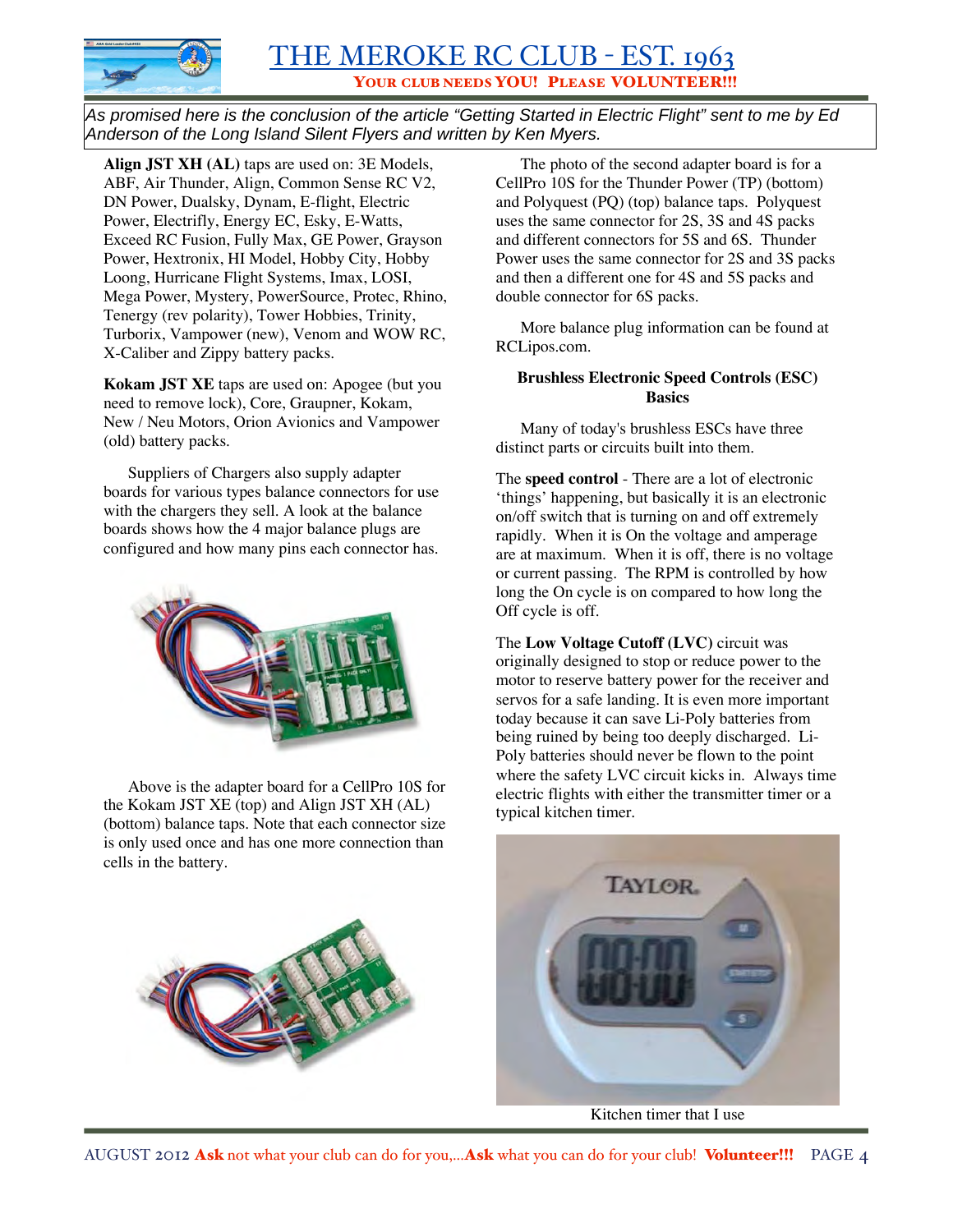*As promised here is the conclusion of the article "Getting Started in Electric Flight" sent to me by Ed Anderson of the Long Island Silent Flyers and written by Ken Myers.*

**Align JST XH (AL)** taps are used on: 3E Models, ABF, Air Thunder, Align, Common Sense RC V2, DN Power, Dualsky, Dynam, E-flight, Electric Power, Electrifly, Energy EC, Esky, E-Watts, Exceed RC Fusion, Fully Max, GE Power, Grayson Power, Hextronix, HI Model, Hobby City, Hobby Loong, Hurricane Flight Systems, Imax, LOSI, Mega Power, Mystery, PowerSource, Protec, Rhino, Tenergy (rev polarity), Tower Hobbies, Trinity, Turborix, Vampower (new), Venom and WOW RC, X-Caliber and Zippy battery packs.

**Kokam JST XE** taps are used on: Apogee (but you need to remove lock), Core, Graupner, Kokam, New / Neu Motors, Orion Avionics and Vampower (old) battery packs.

Suppliers of Chargers also supply adapter boards for various types balance connectors for use with the chargers they sell. A look at the balance boards shows how the 4 major balance plugs are configured and how many pins each connector has.

Above is the adapter board for a CellPro 10S for the Kokam JST XE (top) and Align JST XH (AL) (bottom) balance taps. Note that each connector size is only used once and has one more connection than cells in the battery.

The photo of the second adapter board is for a CellPro 10S for the Thunder Power (TP) (bottom) and Polyquest (PQ) (top) balance taps. Polyquest uses the same connector for 2S, 3S and 4S packs and different connectors for 5S and 6S. Thunder Power uses the same connector for 2S and 3S packs and then a different one for 4S and 5S packs and double connector for 6S packs.

More balance plug information can be found at RCLipos.com.

**Brushless Electronic Speed Controls (ESC) Basics**

Many of today's brushless ESCs have three distinct parts or circuits built into them.

The **speed control** - There are a lot of electronic 'things' happening, but basically it is an electronic on/off switch that is turning on and off extremely rapidly. When it is On the voltage and amperage are at maximum. When it is off, there is no voltage or current passing. The RPM is controlled by how long the On cycle is on compared to how long the Off cycle is off.

The **Low Voltage Cutoff (LVC)** circuit was originally designed to stop or reduce power to the motor to reserve battery power for the receiver and servos for a safe landing. It is even more important today because it can save Li-Poly batteries from being ruined by being too deeply discharged. Li-Poly batteries should never be flown to the point where the safety LVC circuit kicks in. Always time electric flights with either the transmitter timer or a typical kitchen timer.

Kitchen timer that I use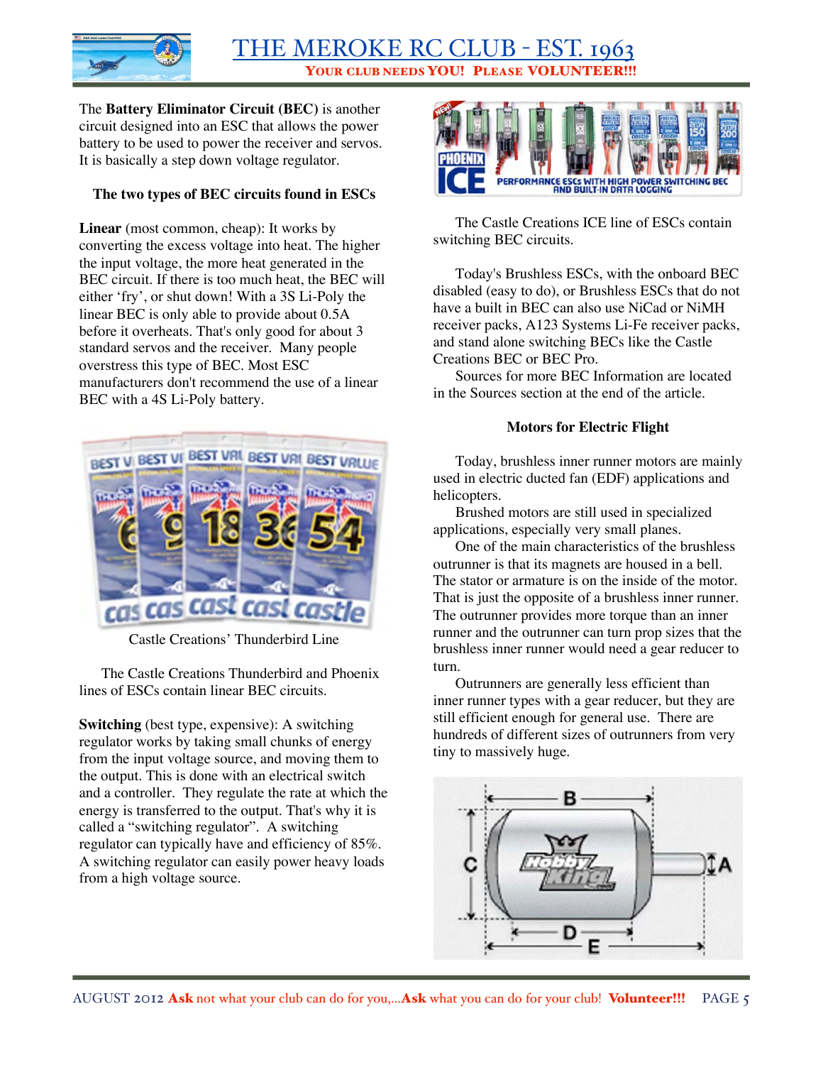The **Battery Eliminator Circuit (BEC)** is another circuit designed into an ESC that allows the power battery to be used to power the receiver and servos. It is basically a step down voltage regulator.

### The two types of BEC circuits found in ESCs

**Linear** (most common, cheap): It works by converting the excess voltage into heat. The higher the input voltage, the more heat generated in the BEC circuit. If there is too much heat, the BEC will either 'fry', or shut down! With a 3S Li-Poly the linear BEC is only able to provide about 0.5A before it overheats. That's only good for about 3 standard servos and the receiver. Many people overstress this type of BEC. Most ESC manufacturers don't recommend the use of a linear BEC with a 4S Li-Poly battery.

Castle Creations' Thunderbird Line

The Castle Creations Thunderbird and Phoenix lines of ESCs contain linear BEC circuits.

**Switching** (best type, expensive): A switching regulator works by taking small chunks of energy from the input voltage source, and moving them to the output. This is done with an electrical switch and a controller. They regulate the rate at which the energy is transferred to the output. That's why it is called a "switching regulator". A switching regulator can typically have and efficiency of 85%. A switching regulator can easily power heavy loads from a high voltage source.

The Castle Creations ICE line of ESCs contain switching BEC circuits.

Today's Brushless ESCs, with the onboard BEC disabled (easy to do), or Brushless ESCs that do not have a built in BEC can also use NiCad or NiMH receiver packs, A123 Systems Li-Fe receiver packs, and stand alone switching BECs like the Castle Creations BEC or BEC Pro.

Sources for more BEC Information are located in the Sources section at the end of the article.

### Motors for Electric Flight

Today, brushless inner runner motors are mainly used in electric ducted fan (EDF) applications and helicopters.

Brushed motors are still used in specialized applications, especially very small planes.

One of the main characteristics of the brushless outrunner is that its magnets are housed in a bell. The stator or armature is on the inside of the motor. That is just the opposite of a brushless inner runner. The outrunner provides more torque than an inner runner and the outrunner can turn prop sizes that the brushless inner runner would need a gear reducer to turn.

Outrunners are generally less efficient than inner runner types with a gear reducer, but they are still efficient enough for general use. There are hundreds of different sizes of outrunners from very tiny to massively huge.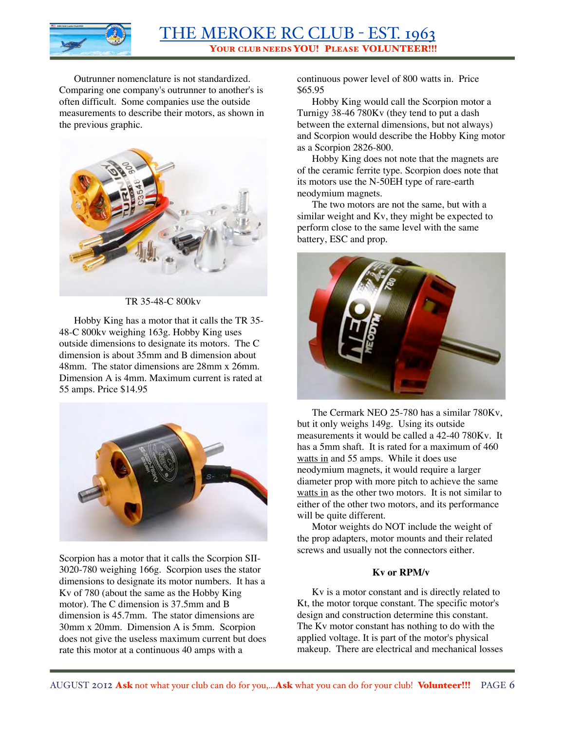Outrunner nomenclature is not standardized. Comparing one company's outrunner to another's is often difficult. Some companies use the outside measurements to describe their motors, as shown in the previous graphic.

TR 35-48-C 800kv

Hobby King has a motor that it calls the TR 35-48-C 800kv weighing 163g. Hobby King uses outside dimensions to designate its motors. The C dimension is about 35mm and B dimension about 48mm. The stator dimensions are 28mm x 26mm. Dimension A is 4mm. Maximum current is rated at 55 amps. Price $14.95

Scorpion has a motor that it calls the Scorpion SII-3020-780 weighing 166g. Scorpion uses the stator dimensions to designate its motor numbers. It has a Kv of 780 (about the same as the Hobby King motor). The C dimension is 37.5mm and B dimension is 45.7mm. The stator dimensions are 30mm x 20mm. Dimension A is 5mm. Scorpion does not give the useless maximum current but does rate this motor at a continuous 40 amps with a continuous power level of 800 watts in. Price $65.95

Hobby King would call the Scorpion motor a Turnigy 38-46 780Kv (they tend to put a dash between the external dimensions, but not always) and Scorpion would describe the Hobby King motor as a Scorpion 2826-800.

Hobby King does not note that the magnets are of the ceramic ferrite type. Scorpion does note that its motors use the N-50EH type of rare-earth neodymium magnets.

The two motors are not the same, but with a similar weight and Kv, they might be expected to perform close to the same level with the same battery, ESC and prop.

The Cermark NEO 25-780 has a similar 780Kv, but it only weighs 149g. Using its outside measurements it would be called a 42-40 780Kv. It has a 5mm shaft. It is rated for a maximum of 460 watts in and 55 amps. While it does use neodymium magnets, it would require a larger diameter prop with more pitch to achieve the same watts in as the other two motors. It is not similar to either of the other two motors, and its performance will be quite different.

Motor weights do NOT include the weight of the prop adapters, motor mounts and their related screws and usually not the connectors either.

### Kv or RPM/v

Kv is a motor constant and is directly related to Kt, the motor torque constant. The specific motor's design and construction determine this constant. The Kv motor constant has nothing to do with the applied voltage. It is part of the motor's physical makeup. There are electrical and mechanical losses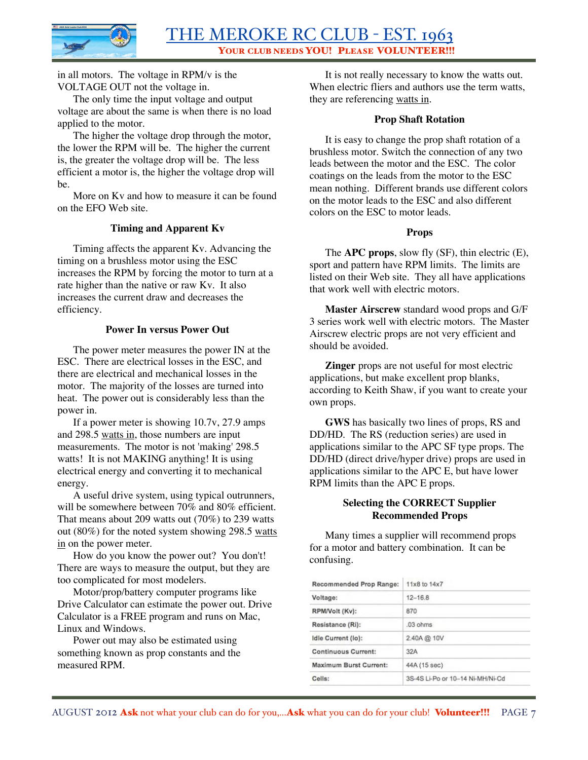in all motors. The voltage in RPM/v is the VOLTAGE OUT not the voltage in.

The only time the input voltage and output voltage are about the same is when there is no load applied to the motor.

The higher the voltage drop through the motor, the lower the RPM will be. The higher the current is, the greater the voltage drop will be. The less efficient a motor is, the higher the voltage drop will be.

More on Kv and how to measure it can be found on the EFO Web site.

### Timing and Apparent Kv

Timing affects the apparent Kv. Advancing the timing on a brushless motor using the ESC increases the RPM by forcing the motor to turn at a rate higher than the native or raw Kv. It also increases the current draw and decreases the efficiency.

### Power In versus Power Out

The power meter measures the power IN at the ESC. There are electrical losses in the ESC, and there are electrical and mechanical losses in the motor. The majority of the losses are turned into heat. The power out is considerably less than the power in.

If a power meter is showing 10.7v, 27.9 amps and 298.5 watts in, those numbers are input measurements. The motor is not 'making' 298.5 watts! It is not MAKING anything! It is using electrical energy and converting it to mechanical energy.

A useful drive system, using typical outrunners, will be somewhere between 70% and 80% efficient. That means about 209 watts out (70%) to 239 watts out (80%) for the noted system showing 298.5 watts in on the power meter.

How do you know the power out? You don't! There are ways to measure the output, but they are too complicated for most modelers.

Motor/prop/battery computer programs like Drive Calculator can estimate the power out. Drive Calculator is a FREE program and runs on Mac, Linux and Windows.

Power out may also be estimated using something known as prop constants and the measured RPM.

It is not really necessary to know the watts out. When electric fliers and authors use the term watts, they are referencing watts in.

### Prop Shaft Rotation

It is easy to change the prop shaft rotation of a brushless motor. Switch the connection of any two leads between the motor and the ESC. The color coatings on the leads from the motor to the ESC mean nothing. Different brands use different colors on the motor leads to the ESC and also different colors on the ESC to motor leads.

### Props

The **APC props**, slow fly (SF), thin electric (E), sport and pattern have RPM limits. The limits are listed on their Web site. They all have applications that work well with electric motors.

**Master Airscrew** standard wood props and G/F 3 series work well with electric motors. The Master Airscrew electric props are not very efficient and should be avoided.

**Zinger** props are not useful for most electric applications, but make excellent prop blanks, according to Keith Shaw, if you want to create your own props.

**GWS** has basically two lines of props, RS and DD/HD. The RS (reduction series) are used in applications similar to the APC SF type props. The DD/HD (direct drive/hyper drive) props are used in applications similar to the APC E, but have lower RPM limits than the APC E props.

### Selecting the CORRECT Supplier Recommended Props

Many times a supplier will recommend props for a motor and battery combination. It can be confusing.

| Recommended Prop Range: | 11x8 to 14x7 |
|---|---|
| Voltage: | 12-16.8 |
| RPM/Volt (Kv): | 870 |
| Resistance (Ri): | .03 ohms |
| Idle Current (Io): | 2.40A @ 10V |
| Continuous Current: | 32A |
| Maximum Burst Current: | 44A (15 sec) |
| Cells: | 3S-4S Li-Po or 10-14 Ni-MH/Ni-Cd |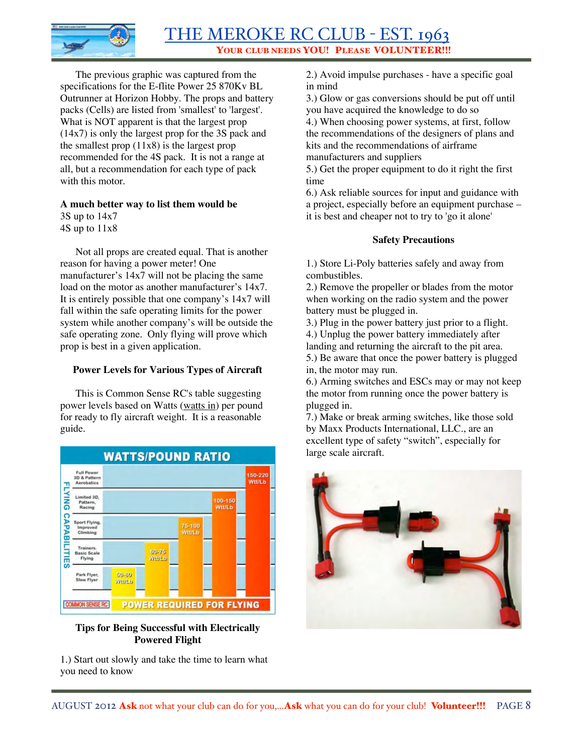The previous graphic was captured from the specifications for the E-flite Power 25 870Kv BL Outrunner at Horizon Hobby. The props and battery packs (Cells) are listed from 'smallest' to 'largest'. What is NOT apparent is that the largest prop (14x7) is only the largest prop for the 3S pack and the smallest prop (11x8) is the largest prop recommended for the 4S pack. It is not a range at all, but a recommendation for each type of pack with this motor.

**A much better way to list them would be**
3S up to 14x7
4S up to 11x8

Not all props are created equal. That is another reason for having a power meter! One manufacturer's 14x7 will not be placing the same load on the motor as another manufacturer's 14x7. It is entirely possible that one company's 14x7 will fall within the safe operating limits for the power system while another company's will be outside the safe operating zone. Only flying will prove which prop is best in a given application.

### Power Levels for Various Types of Aircraft

This is Common Sense RC's table suggesting power levels based on Watts (watts in) per pound for ready to fly aircraft weight. It is a reasonable guide.

**WATTS/POUND RATIO**

| Flying Capabilities | Power Required for Flying |
|---|---|
| Park Flyer, Slow Flyer | 50-60 Wtt/Lb |
| Trainers, Basic Scale Flying | 60-75 Wtt/Lb |
| Sport Flying, Improved Climbing | 75-100 Wtt/Lb |
| Limited 3D, Pattern, Racing | 100-150 Wtt/Lb |
| Full Power 3D & Pattern Aerobatics | 150-220 Wtt/Lb |

COMMON SENSE RC

### Tips for Being Successful with Electrically Powered Flight

1.) Start out slowly and take the time to learn what you need to know
2.) Avoid impulse purchases - have a specific goal in mind
3.) Glow or gas conversions should be put off until you have acquired the knowledge to do so
4.) When choosing power systems, at first, follow the recommendations of the designers of plans and kits and the recommendations of airframe manufacturers and suppliers
5.) Get the proper equipment to do it right the first time
6.) Ask reliable sources for input and guidance with a project, especially before an equipment purchase – it is best and cheaper not to try to 'go it alone'

### Safety Precautions

1.) Store Li-Poly batteries safely and away from combustibles.
2.) Remove the propeller or blades from the motor when working on the radio system and the power battery must be plugged in.
3.) Plug in the power battery just prior to a flight.
4.) Unplug the power battery immediately after landing and returning the aircraft to the pit area.
5.) Be aware that once the power battery is plugged in, the motor may run.
6.) Arming switches and ESCs may or may not keep the motor from running once the power battery is plugged in.
7.) Make or break arming switches, like those sold by Maxx Products International, LLC., are an excellent type of safety "switch", especially for large scale aircraft.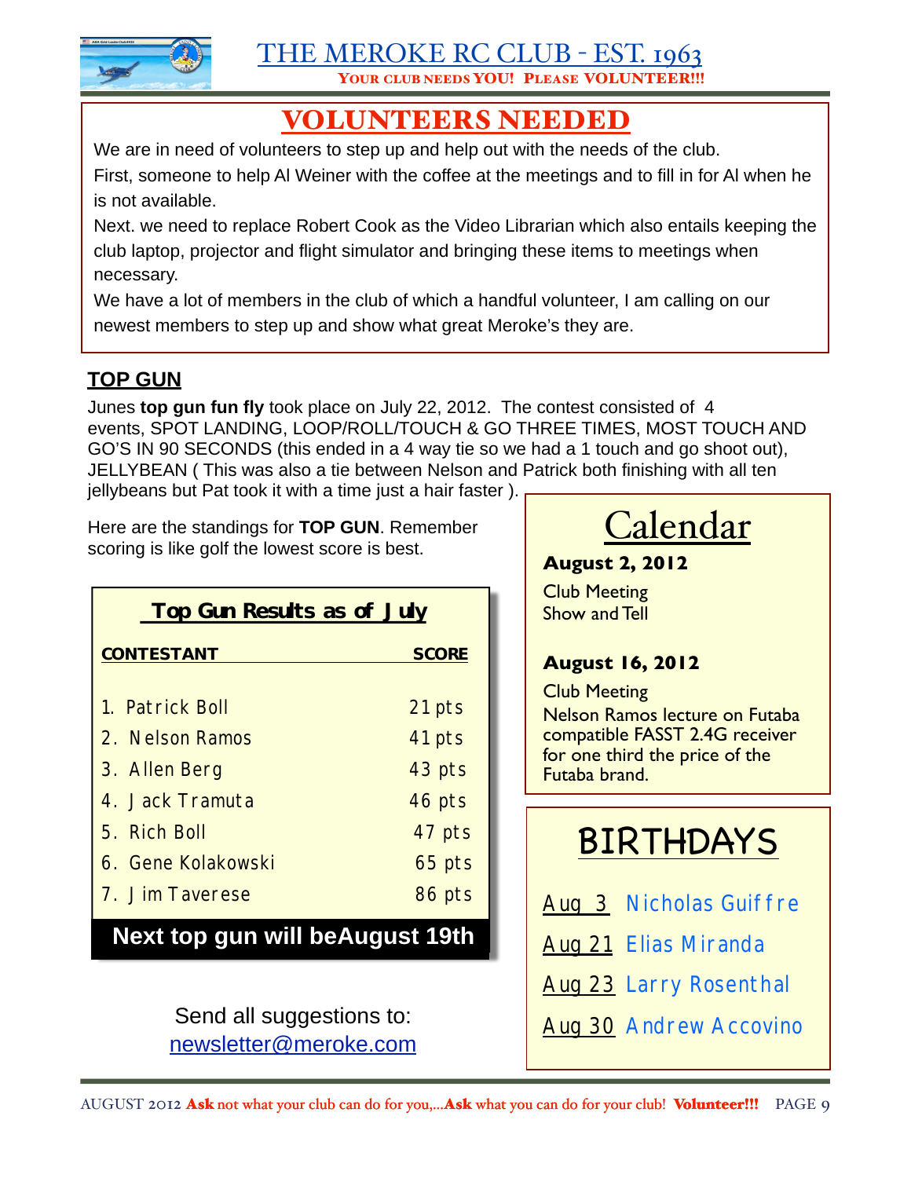# THE MEROKE RC CLUB - EST. 1963

**YOUR CLUB NEEDS YOU! PLEASE VOLUNTEER!!!**

## VOLUNTEERS NEEDED

We are in need of volunteers to step up and help out with the needs of the club.

First, someone to help Al Weiner with the coffee at the meetings and to fill in for Al when he is not available.

Next. we need to replace Robert Cook as the Video Librarian which also entails keeping the club laptop, projector and flight simulator and bringing these items to meetings when necessary.

We have a lot of members in the club of which a handful volunteer, I am calling on our newest members to step up and show what great Meroke's they are.

## TOP GUN

Junes **top gun fun fly** took place on July 22, 2012. The contest consisted of 4 events, SPOT LANDING, LOOP/ROLL/TOUCH & GO THREE TIMES, MOST TOUCH AND GO'S IN 90 SECONDS (this ended in a 4 way tie so we had a 1 touch and go shoot out), JELLYBEAN ( This was also a tie between Nelson and Patrick both finishing with all ten jellybeans but Pat took it with a time just a hair faster ).

Here are the standings for **TOP GUN**. Remember scoring is like golf the lowest score is best.

### Top Gun Results as of July

| CONTESTANT | SCORE |
|---|---|
| 1. Patrick Boll | 21 pts |
| 2. Nelson Ramos | 41 pts |
| 3. Allen Berg | 43 pts |
| 4. Jack Tramuta | 46 pts |
| 5. Rich Boll | 47 pts |
| 6. Gene Kolakowski | 65 pts |
| 7. Jim Taverese | 86 pts |

**Next top gun will beAugust 19th**

Send all suggestions to:
newsletter@meroke.com

## Calendar

**August 2, 2012**

Club Meeting
Show and Tell

**August 16, 2012**

Club Meeting
Nelson Ramos lecture on Futaba compatible FASST 2.4G receiver for one third the price of the Futaba brand.

## BIRTHDAYS

Aug 3 Nicholas Guiffre

Aug 21 Elias Miranda

Aug 23 Larry Rosenthal

Aug 30 Andrew Accovino

AUGUST 2012 **Ask** not what your club can do for you,...**Ask** what you can do for your club! **Volunteer!!!**